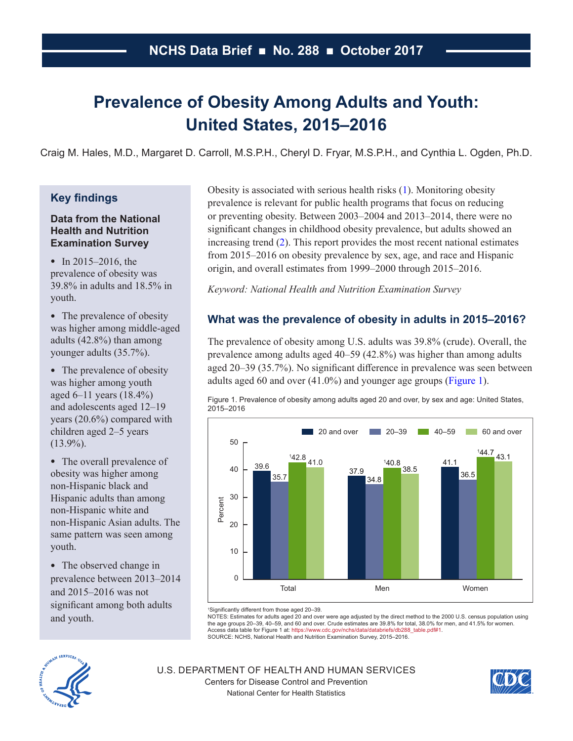NCHS Data Brief ■ No. 288 ■ October 2017

# Prevalence of Obesity Among Adults and Youth: United States, 2015–2016

Craig M. Hales, M.D., Margaret D. Carroll, M.S.P.H., Cheryl D. Fryar, M.S.P.H., and Cynthia L. Ogden, Ph.D.

## Key findings

### Data from the National Health and Nutrition Examination Survey

- In 2015–2016, the prevalence of obesity was 39.8% in adults and 18.5% in youth.
- The prevalence of obesity was higher among middle-aged adults (42.8%) than among younger adults (35.7%).
- The prevalence of obesity was higher among youth aged 6–11 years (18.4%) and adolescents aged 12–19 years (20.6%) compared with children aged 2–5 years (13.9%).
- The overall prevalence of obesity was higher among non-Hispanic black and Hispanic adults than among non-Hispanic white and non-Hispanic Asian adults. The same pattern was seen among youth.
- The observed change in prevalence between 2013–2014 and 2015–2016 was not significant among both adults and youth.

Obesity is associated with serious health risks (1). Monitoring obesity prevalence is relevant for public health programs that focus on reducing or preventing obesity. Between 2003–2004 and 2013–2014, there were no significant changes in childhood obesity prevalence, but adults showed an increasing trend (2). This report provides the most recent national estimates from 2015–2016 on obesity prevalence by sex, age, and race and Hispanic origin, and overall estimates from 1999–2000 through 2015–2016.

*Keyword: National Health and Nutrition Examination Survey*

## What was the prevalence of obesity in adults in 2015–2016?

The prevalence of obesity among U.S. adults was 39.8% (crude). Overall, the prevalence among adults aged 40–59 (42.8%) was higher than among adults aged 20–39 (35.7%). No significant difference in prevalence was seen between adults aged 60 and over (41.0%) and younger age groups (Figure 1).

Figure 1. Prevalence of obesity among adults aged 20 and over, by sex and age: United States, 2015–2016

| | 20 and over | 20–39 | 40–59 | 60 and over |
|---|---|---|---|---|
| Total | 39.6 | 35.7 | [1]42.8 | 41.0 |
| Men | 37.9 | 34.8 | [1]40.8 | 38.5 |
| Women | 41.1 | 36.5 | [1]44.7 | 43.1 |

[1]Significantly different from those aged 20–39.

NOTES: Estimates for adults aged 20 and over were age adjusted by the direct method to the 2000 U.S. census population using the age groups 20–39, 40–59, and 60 and over. Crude estimates are 39.8% for total, 38.0% for men, and 41.5% for women. Access data table for Figure 1 at: https://www.cdc.gov/nchs/data/databriefs/db288_table.pdf#1.

SOURCE: NCHS, National Health and Nutrition Examination Survey, 2015–2016.

U.S. DEPARTMENT OF HEALTH AND HUMAN SERVICES
Centers for Disease Control and Prevention
National Center for Health Statistics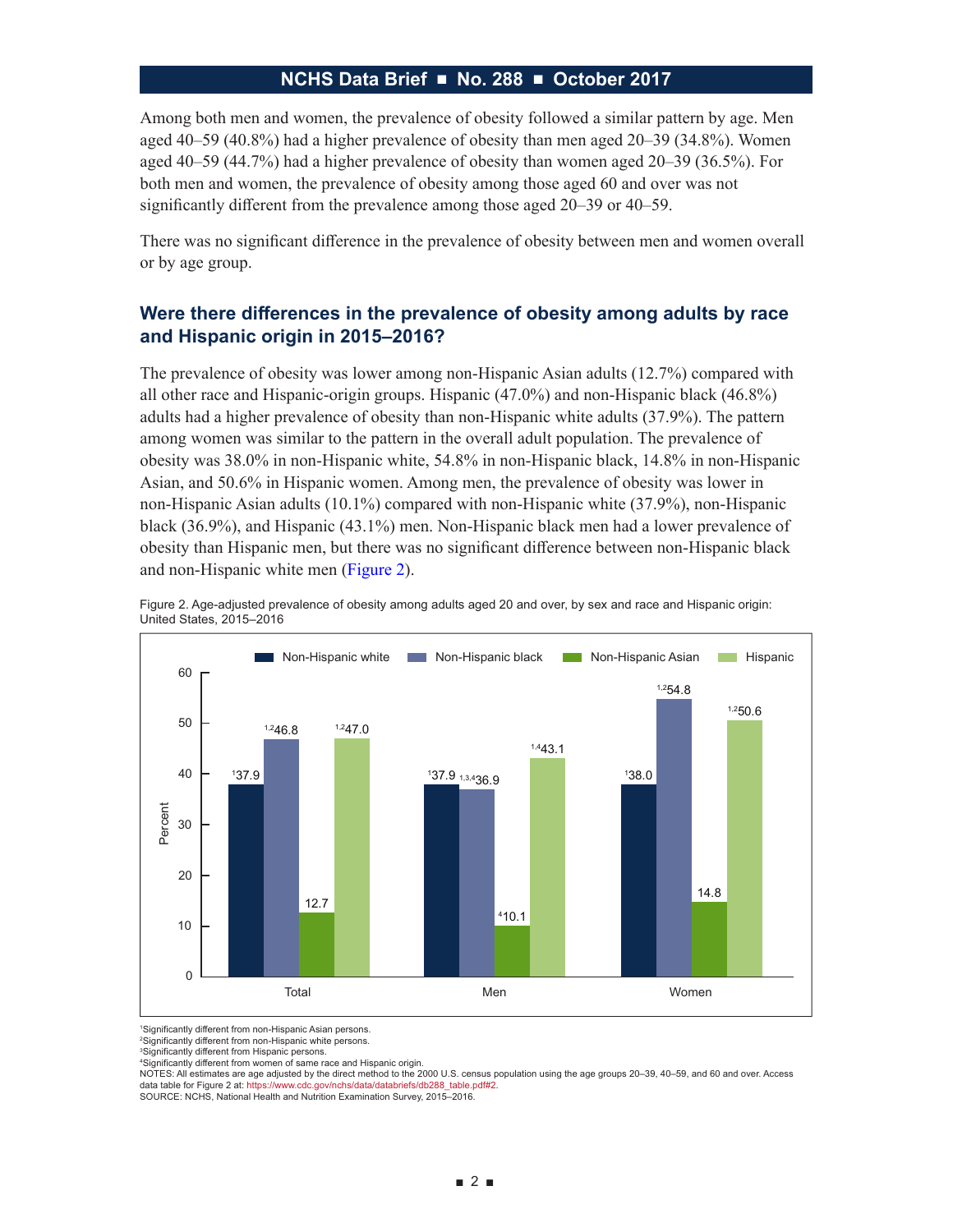Among both men and women, the prevalence of obesity followed a similar pattern by age. Men aged 40–59 (40.8%) had a higher prevalence of obesity than men aged 20–39 (34.8%). Women aged 40–59 (44.7%) had a higher prevalence of obesity than women aged 20–39 (36.5%). For both men and women, the prevalence of obesity among those aged 60 and over was not significantly different from the prevalence among those aged 20–39 or 40–59.

There was no significant difference in the prevalence of obesity between men and women overall or by age group.

## Were there differences in the prevalence of obesity among adults by race and Hispanic origin in 2015–2016?

The prevalence of obesity was lower among non-Hispanic Asian adults (12.7%) compared with all other race and Hispanic-origin groups. Hispanic (47.0%) and non-Hispanic black (46.8%) adults had a higher prevalence of obesity than non-Hispanic white adults (37.9%). The pattern among women was similar to the pattern in the overall adult population. The prevalence of obesity was 38.0% in non-Hispanic white, 54.8% in non-Hispanic black, 14.8% in non-Hispanic Asian, and 50.6% in Hispanic women. Among men, the prevalence of obesity was lower in non-Hispanic Asian adults (10.1%) compared with non-Hispanic white (37.9%), non-Hispanic black (36.9%), and Hispanic (43.1%) men. Non-Hispanic black men had a lower prevalence of obesity than Hispanic men, but there was no significant difference between non-Hispanic black and non-Hispanic white men (Figure 2).

Figure 2. Age-adjusted prevalence of obesity among adults aged 20 and over, by sex and race and Hispanic origin: United States, 2015–2016

| | Non-Hispanic white | Non-Hispanic black | Non-Hispanic Asian | Hispanic |
|---|---|---|---|---|
| Total | [1]37.9 | [1,2]46.8 | 12.7 | [1,2]47.0 |
| Men | [1]37.9 | [1,3,4]36.9 | [4]10.1 | [1,4]43.1 |
| Women | [1]38.0 | [1,2]54.8 | 14.8 | [1,2]50.6 |

[1]Significantly different from non-Hispanic Asian persons.
[2]Significantly different from non-Hispanic white persons.
[3]Significantly different from Hispanic persons.
[4]Significantly different from women of same race and Hispanic origin.
NOTES: All estimates are age adjusted by the direct method to the 2000 U.S. census population using the age groups 20–39, 40–59, and 60 and over. Access data table for Figure 2 at: https://www.cdc.gov/nchs/data/databriefs/db288_table.pdf#2.
SOURCE: NCHS, National Health and Nutrition Examination Survey, 2015–2016.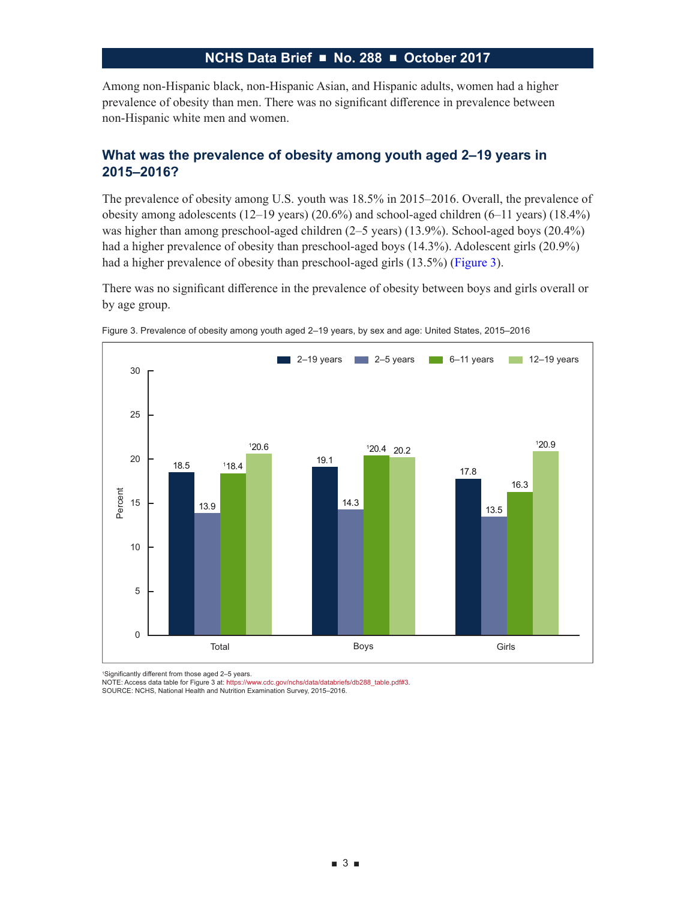Among non-Hispanic black, non-Hispanic Asian, and Hispanic adults, women had a higher prevalence of obesity than men. There was no significant difference in prevalence between non-Hispanic white men and women.

## What was the prevalence of obesity among youth aged 2–19 years in 2015–2016?

The prevalence of obesity among U.S. youth was 18.5% in 2015–2016. Overall, the prevalence of obesity among adolescents (12–19 years) (20.6%) and school-aged children (6–11 years) (18.4%) was higher than among preschool-aged children (2–5 years) (13.9%). School-aged boys (20.4%) had a higher prevalence of obesity than preschool-aged boys (14.3%). Adolescent girls (20.9%) had a higher prevalence of obesity than preschool-aged girls (13.5%) (Figure 3).

There was no significant difference in the prevalence of obesity between boys and girls overall or by age group.

Figure 3. Prevalence of obesity among youth aged 2–19 years, by sex and age: United States, 2015–2016

| | 2–19 years | 2–5 years | 6–11 years | 12–19 years |
|---|---|---|---|---|
| Total | 18.5 | 13.9 | [1]18.4 | [1]20.6 |
| Boys | 19.1 | 14.3 | [1]20.4 | 20.2 |
| Girls | 17.8 | 13.5 | 16.3 | [1]20.9 |

[1]Significantly different from those aged 2–5 years.
NOTE: Access data table for Figure 3 at: https://www.cdc.gov/nchs/data/databriefs/db288_table.pdf#3.
SOURCE: NCHS, National Health and Nutrition Examination Survey, 2015–2016.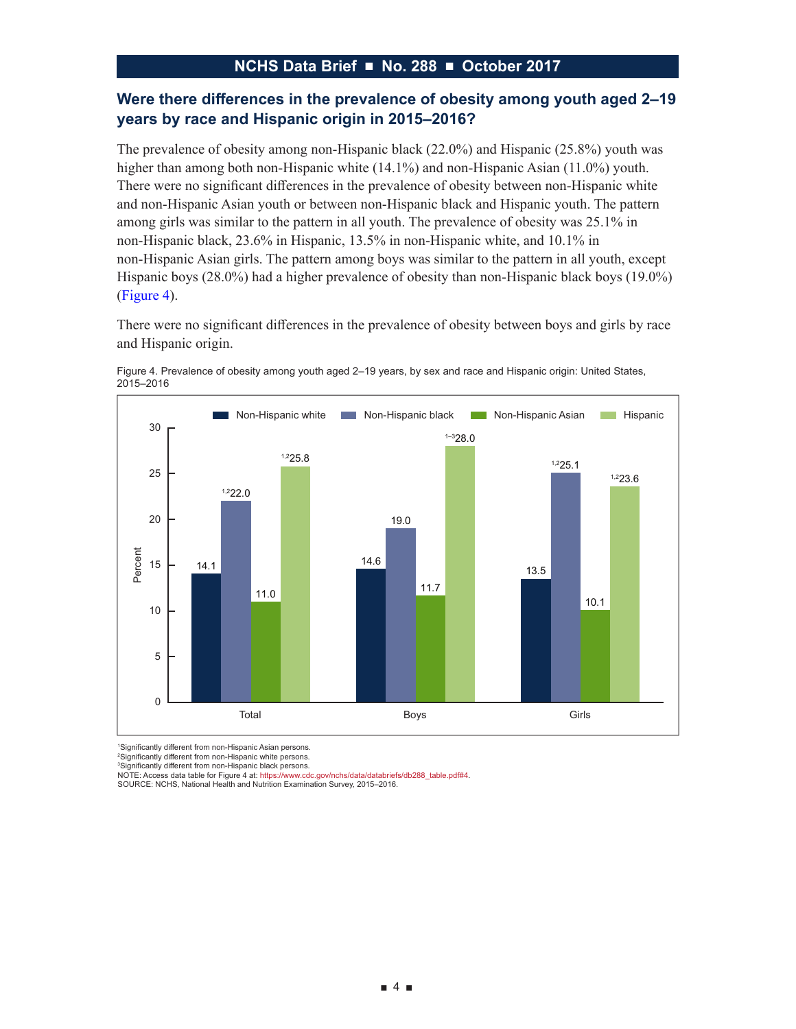## Were there differences in the prevalence of obesity among youth aged 2–19 years by race and Hispanic origin in 2015–2016?

The prevalence of obesity among non-Hispanic black (22.0%) and Hispanic (25.8%) youth was higher than among both non-Hispanic white (14.1%) and non-Hispanic Asian (11.0%) youth. There were no significant differences in the prevalence of obesity between non-Hispanic white and non-Hispanic Asian youth or between non-Hispanic black and Hispanic youth. The pattern among girls was similar to the pattern in all youth. The prevalence of obesity was 25.1% in non-Hispanic black, 23.6% in Hispanic, 13.5% in non-Hispanic white, and 10.1% in non-Hispanic Asian girls. The pattern among boys was similar to the pattern in all youth, except Hispanic boys (28.0%) had a higher prevalence of obesity than non-Hispanic black boys (19.0%) (Figure 4).

There were no significant differences in the prevalence of obesity between boys and girls by race and Hispanic origin.

Figure 4. Prevalence of obesity among youth aged 2–19 years, by sex and race and Hispanic origin: United States, 2015–2016

| | Non-Hispanic white | Non-Hispanic black | Non-Hispanic Asian | Hispanic |
|---|---|---|---|---|
| Total | 14.1 | [1,2]22.0 | 11.0 | [1,2]25.8 |
| Boys | 14.6 | 19.0 | 11.7 | [1–3]28.0 |
| Girls | 13.5 | [1,2]25.1 | 10.1 | [1,2]23.6 |

[1]Significantly different from non-Hispanic Asian persons.
[2]Significantly different from non-Hispanic white persons.
[3]Significantly different from non-Hispanic black persons.
NOTE: Access data table for Figure 4 at: https://www.cdc.gov/nchs/data/databriefs/db288_table.pdf#4.
SOURCE: NCHS, National Health and Nutrition Examination Survey, 2015–2016.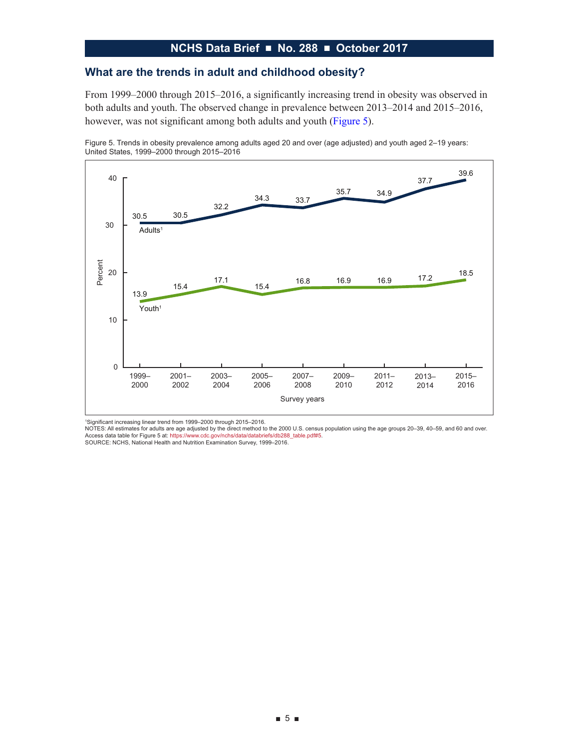## What are the trends in adult and childhood obesity?

From 1999–2000 through 2015–2016, a significantly increasing trend in obesity was observed in both adults and youth. The observed change in prevalence between 2013–2014 and 2015–2016, however, was not significant among both adults and youth (Figure 5).

Figure 5. Trends in obesity prevalence among adults aged 20 and over (age adjusted) and youth aged 2–19 years: United States, 1999–2000 through 2015–2016

| Survey years | Adults[1] | Youth[1] |
|---|---|---|
| 1999–2000 | 30.5 | 13.9 |
| 2001–2002 | 30.5 | 15.4 |
| 2003–2004 | 32.2 | 17.1 |
| 2005–2006 | 34.3 | 15.4 |
| 2007–2008 | 33.7 | 16.8 |
| 2009–2010 | 35.7 | 16.9 |
| 2011–2012 | 34.9 | 16.9 |
| 2013–2014 | 37.7 | 17.2 |
| 2015–2016 | 39.6 | 18.5 |

[1]Significant increasing linear trend from 1999–2000 through 2015–2016.
NOTES: All estimates for adults are age adjusted by the direct method to the 2000 U.S. census population using the age groups 20–39, 40–59, and 60 and over. Access data table for Figure 5 at: https://www.cdc.gov/nchs/data/databriefs/db288_table.pdf#5.
SOURCE: NCHS, National Health and Nutrition Examination Survey, 1999–2016.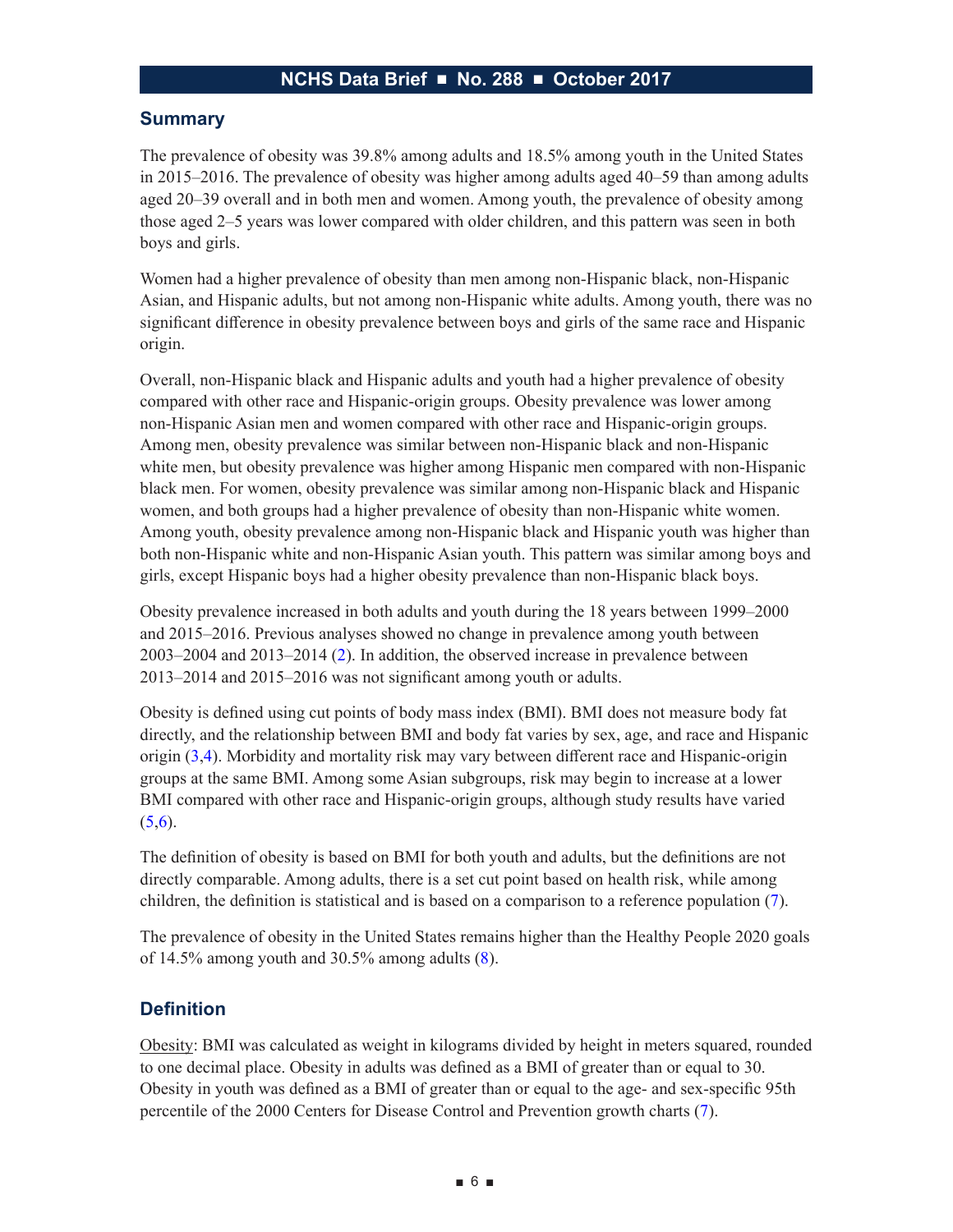## Summary

The prevalence of obesity was 39.8% among adults and 18.5% among youth in the United States in 2015–2016. The prevalence of obesity was higher among adults aged 40–59 than among adults aged 20–39 overall and in both men and women. Among youth, the prevalence of obesity among those aged 2–5 years was lower compared with older children, and this pattern was seen in both boys and girls.

Women had a higher prevalence of obesity than men among non-Hispanic black, non-Hispanic Asian, and Hispanic adults, but not among non-Hispanic white adults. Among youth, there was no significant difference in obesity prevalence between boys and girls of the same race and Hispanic origin.

Overall, non-Hispanic black and Hispanic adults and youth had a higher prevalence of obesity compared with other race and Hispanic-origin groups. Obesity prevalence was lower among non-Hispanic Asian men and women compared with other race and Hispanic-origin groups. Among men, obesity prevalence was similar between non-Hispanic black and non-Hispanic white men, but obesity prevalence was higher among Hispanic men compared with non-Hispanic black men. For women, obesity prevalence was similar among non-Hispanic black and Hispanic women, and both groups had a higher prevalence of obesity than non-Hispanic white women. Among youth, obesity prevalence among non-Hispanic black and Hispanic youth was higher than both non-Hispanic white and non-Hispanic Asian youth. This pattern was similar among boys and girls, except Hispanic boys had a higher obesity prevalence than non-Hispanic black boys.

Obesity prevalence increased in both adults and youth during the 18 years between 1999–2000 and 2015–2016. Previous analyses showed no change in prevalence among youth between 2003–2004 and 2013–2014 (2). In addition, the observed increase in prevalence between 2013–2014 and 2015–2016 was not significant among youth or adults.

Obesity is defined using cut points of body mass index (BMI). BMI does not measure body fat directly, and the relationship between BMI and body fat varies by sex, age, and race and Hispanic origin (3,4). Morbidity and mortality risk may vary between different race and Hispanic-origin groups at the same BMI. Among some Asian subgroups, risk may begin to increase at a lower BMI compared with other race and Hispanic-origin groups, although study results have varied (5,6).

The definition of obesity is based on BMI for both youth and adults, but the definitions are not directly comparable. Among adults, there is a set cut point based on health risk, while among children, the definition is statistical and is based on a comparison to a reference population (7).

The prevalence of obesity in the United States remains higher than the Healthy People 2020 goals of 14.5% among youth and 30.5% among adults (8).

## Definition

<u>Obesity</u>: BMI was calculated as weight in kilograms divided by height in meters squared, rounded to one decimal place. Obesity in adults was defined as a BMI of greater than or equal to 30. Obesity in youth was defined as a BMI of greater than or equal to the age- and sex-specific 95th percentile of the 2000 Centers for Disease Control and Prevention growth charts (7).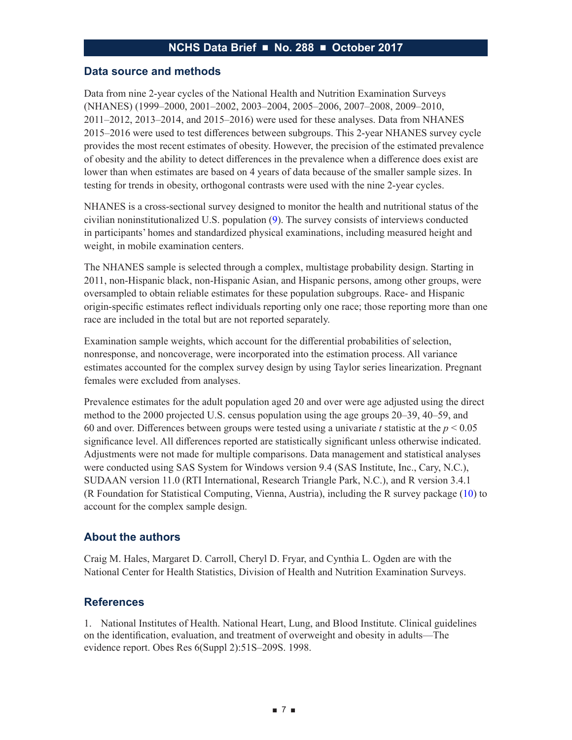## Data source and methods

Data from nine 2-year cycles of the National Health and Nutrition Examination Surveys (NHANES) (1999–2000, 2001–2002, 2003–2004, 2005–2006, 2007–2008, 2009–2010, 2011–2012, 2013–2014, and 2015–2016) were used for these analyses. Data from NHANES 2015–2016 were used to test differences between subgroups. This 2-year NHANES survey cycle provides the most recent estimates of obesity. However, the precision of the estimated prevalence of obesity and the ability to detect differences in the prevalence when a difference does exist are lower than when estimates are based on 4 years of data because of the smaller sample sizes. In testing for trends in obesity, orthogonal contrasts were used with the nine 2-year cycles.

NHANES is a cross-sectional survey designed to monitor the health and nutritional status of the civilian noninstitutionalized U.S. population (9). The survey consists of interviews conducted in participants' homes and standardized physical examinations, including measured height and weight, in mobile examination centers.

The NHANES sample is selected through a complex, multistage probability design. Starting in 2011, non-Hispanic black, non-Hispanic Asian, and Hispanic persons, among other groups, were oversampled to obtain reliable estimates for these population subgroups. Race- and Hispanic origin-specific estimates reflect individuals reporting only one race; those reporting more than one race are included in the total but are not reported separately.

Examination sample weights, which account for the differential probabilities of selection, nonresponse, and noncoverage, were incorporated into the estimation process. All variance estimates accounted for the complex survey design by using Taylor series linearization. Pregnant females were excluded from analyses.

Prevalence estimates for the adult population aged 20 and over were age adjusted using the direct method to the 2000 projected U.S. census population using the age groups 20–39, 40–59, and 60 and over. Differences between groups were tested using a univariate *t* statistic at the $p < 0.05$ significance level. All differences reported are statistically significant unless otherwise indicated. Adjustments were not made for multiple comparisons. Data management and statistical analyses were conducted using SAS System for Windows version 9.4 (SAS Institute, Inc., Cary, N.C.), SUDAAN version 11.0 (RTI International, Research Triangle Park, N.C.), and R version 3.4.1 (R Foundation for Statistical Computing, Vienna, Austria), including the R survey package (10) to account for the complex sample design.

## About the authors

Craig M. Hales, Margaret D. Carroll, Cheryl D. Fryar, and Cynthia L. Ogden are with the National Center for Health Statistics, Division of Health and Nutrition Examination Surveys.

## References

1. National Institutes of Health. National Heart, Lung, and Blood Institute. Clinical guidelines on the identification, evaluation, and treatment of overweight and obesity in adults—The evidence report. Obes Res 6(Suppl 2):51S–209S. 1998.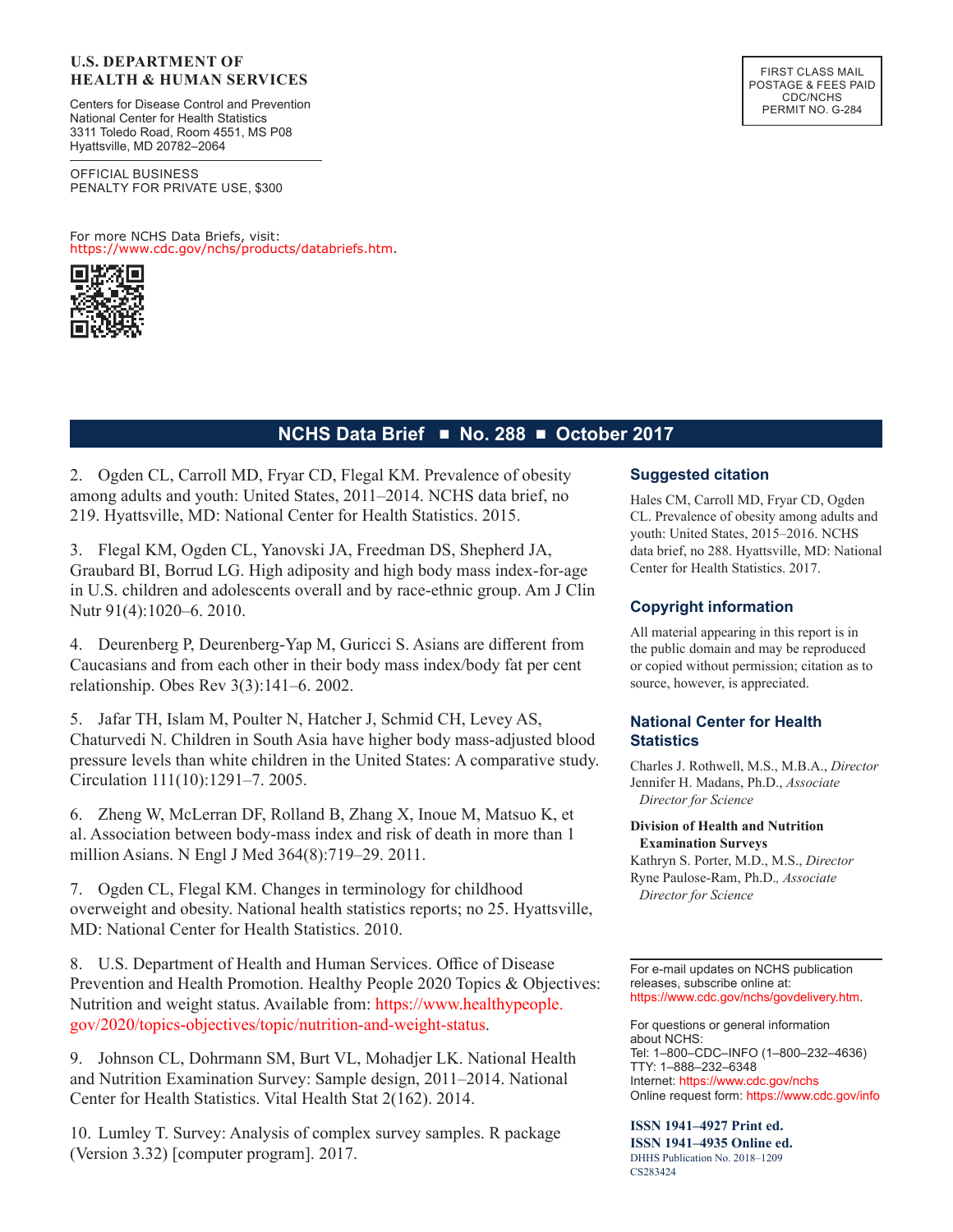**U.S. DEPARTMENT OF HEALTH & HUMAN SERVICES**

Centers for Disease Control and Prevention
National Center for Health Statistics
3311 Toledo Road, Room 4551, MS P08
Hyattsville, MD 20782–2064

OFFICIAL BUSINESS
PENALTY FOR PRIVATE USE, $300

FIRST CLASS MAIL
POSTAGE & FEES PAID
CDC/NCHS
PERMIT NO. G-284

For more NCHS Data Briefs, visit:
https://www.cdc.gov/nchs/products/databriefs.htm.

## NCHS Data Brief ■ No. 288 ■ October 2017

2. Ogden CL, Carroll MD, Fryar CD, Flegal KM. Prevalence of obesity among adults and youth: United States, 2011–2014. NCHS data brief, no 219. Hyattsville, MD: National Center for Health Statistics. 2015.

3. Flegal KM, Ogden CL, Yanovski JA, Freedman DS, Shepherd JA, Graubard BI, Borrud LG. High adiposity and high body mass index-for-age in U.S. children and adolescents overall and by race-ethnic group. Am J Clin Nutr 91(4):1020–6. 2010.

4. Deurenberg P, Deurenberg-Yap M, Guricci S. Asians are different from Caucasians and from each other in their body mass index/body fat per cent relationship. Obes Rev 3(3):141–6. 2002.

5. Jafar TH, Islam M, Poulter N, Hatcher J, Schmid CH, Levey AS, Chaturvedi N. Children in South Asia have higher body mass-adjusted blood pressure levels than white children in the United States: A comparative study. Circulation 111(10):1291–7. 2005.

6. Zheng W, McLerran DF, Rolland B, Zhang X, Inoue M, Matsuo K, et al. Association between body-mass index and risk of death in more than 1 million Asians. N Engl J Med 364(8):719–29. 2011.

7. Ogden CL, Flegal KM. Changes in terminology for childhood overweight and obesity. National health statistics reports; no 25. Hyattsville, MD: National Center for Health Statistics. 2010.

8. U.S. Department of Health and Human Services. Office of Disease Prevention and Health Promotion. Healthy People 2020 Topics & Objectives: Nutrition and weight status. Available from: https://www.healthypeople.gov/2020/topics-objectives/topic/nutrition-and-weight-status.

9. Johnson CL, Dohrmann SM, Burt VL, Mohadjer LK. National Health and Nutrition Examination Survey: Sample design, 2011–2014. National Center for Health Statistics. Vital Health Stat 2(162). 2014.

10. Lumley T. Survey: Analysis of complex survey samples. R package (Version 3.32) [computer program]. 2017.

### Suggested citation

Hales CM, Carroll MD, Fryar CD, Ogden CL. Prevalence of obesity among adults and youth: United States, 2015–2016. NCHS data brief, no 288. Hyattsville, MD: National Center for Health Statistics. 2017.

### Copyright information

All material appearing in this report is in the public domain and may be reproduced or copied without permission; citation as to source, however, is appreciated.

### National Center for Health Statistics

Charles J. Rothwell, M.S., M.B.A., *Director*
Jennifer H. Madans, Ph.D., *Associate Director for Science*

**Division of Health and Nutrition Examination Surveys**
Kathryn S. Porter, M.D., M.S., *Director*
Ryne Paulose-Ram, Ph.D., *Associate Director for Science*

For e-mail updates on NCHS publication releases, subscribe online at: https://www.cdc.gov/nchs/govdelivery.htm.

For questions or general information about NCHS:
Tel: 1–800–CDC–INFO (1–800–232–4636)
TTY: 1–888–232–6348
Internet: https://www.cdc.gov/nchs
Online request form: https://www.cdc.gov/info

**ISSN 1941–4927 Print ed.**
**ISSN 1941–4935 Online ed.**
DHHS Publication No. 2018–1209
CS283424